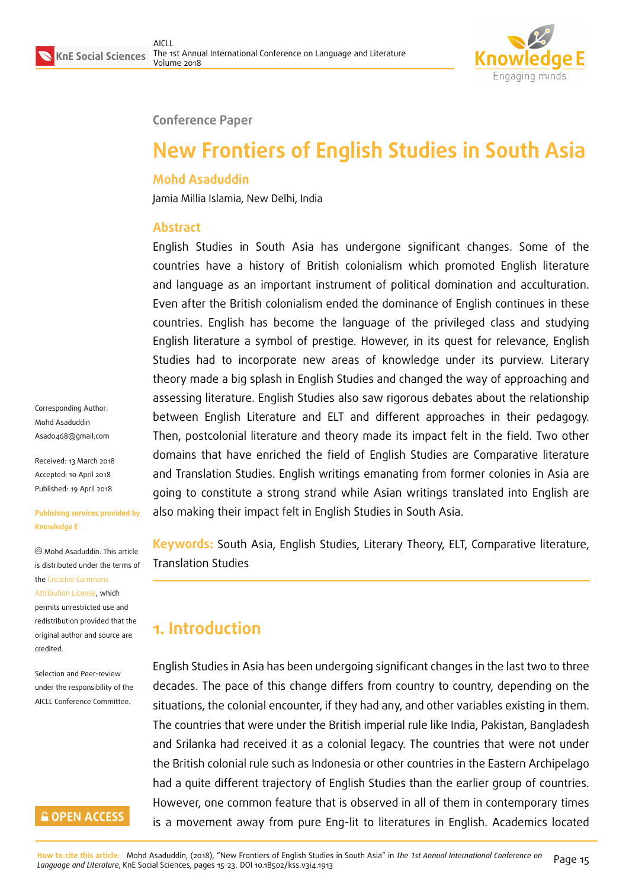Conference Paper

# New Frontiers of English Studies in South Asia

**Mohd Asaduddin**

Jamia Millia Islamia, New Delhi, India

## Abstract

English Studies in South Asia has undergone significant changes. Some of the countries have a history of British colonialism which promoted English literature and language as an important instrument of political domination and acculturation. Even after the British colonialism ended the dominance of English continues in these countries. English has become the language of the privileged class and studying English literature a symbol of prestige. However, in its quest for relevance, English Studies had to incorporate new areas of knowledge under its purview. Literary theory made a big splash in English Studies and changed the way of approaching and assessing literature. English Studies also saw rigorous debates about the relationship between English Literature and ELT and different approaches in their pedagogy. Then, postcolonial literature and theory made its impact felt in the field. Two other domains that have enriched the field of English Studies are Comparative literature and Translation Studies. English writings emanating from former colonies in Asia are going to constitute a strong strand while Asian writings translated into English are also making their impact felt in English Studies in South Asia.

**Keywords:** South Asia, English Studies, Literary Theory, ELT, Comparative literature, Translation Studies

Corresponding Author: Mohd Asaduddin Asado468@gmail.com

Received: 13 March 2018
Accepted: 10 April 2018
Published: 19 April 2018

Publishing services provided by Knowledge E

© Mohd Asaduddin. This article is distributed under the terms of the Creative Commons Attribution License, which permits unrestricted use and redistribution provided that the original author and source are credited.

Selection and Peer-review under the responsibility of the AICLL Conference Committee.

## 1. Introduction

English Studies in Asia has been undergoing significant changes in the last two to three decades. The pace of this change differs from country to country, depending on the situations, the colonial encounter, if they had any, and other variables existing in them. The countries that were under the British imperial rule like India, Pakistan, Bangladesh and Srilanka had received it as a colonial legacy. The countries that were not under the British colonial rule such as Indonesia or other countries in the Eastern Archipelago had a quite different trajectory of English Studies than the earlier group of countries. However, one common feature that is observed in all of them in contemporary times is a movement away from pure Eng-lit to literatures in English. Academics located

**How to cite this article:** Mohd Asaduddin, (2018), "New Frontiers of English Studies in South Asia" in *The 1st Annual International Conference on Language and Literature*, KnE Social Sciences, pages 15–23. DOI 10.18502/kss.v3i4.1913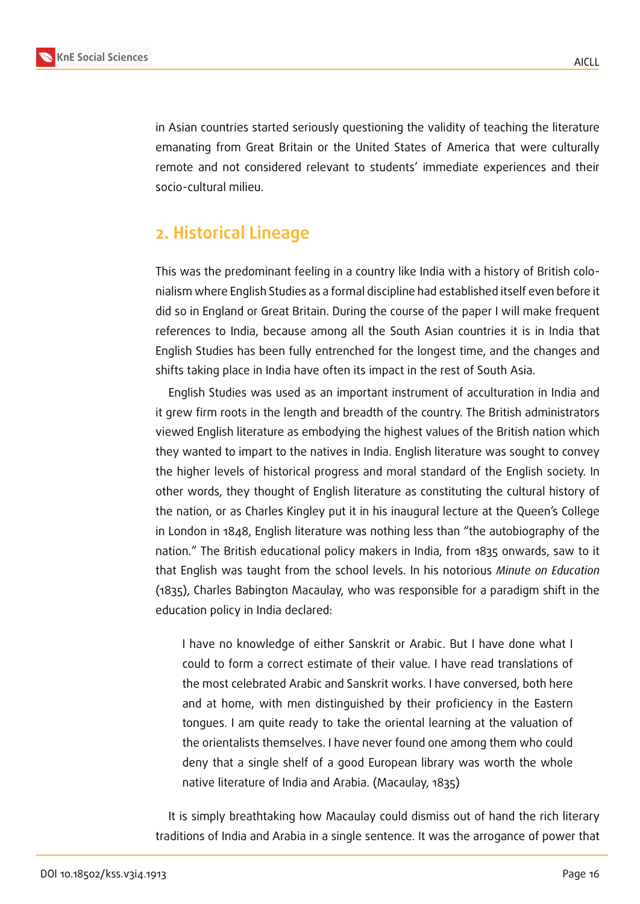in Asian countries started seriously questioning the validity of teaching the literature emanating from Great Britain or the United States of America that were culturally remote and not considered relevant to students' immediate experiences and their socio-cultural milieu.

## 2. Historical Lineage

This was the predominant feeling in a country like India with a history of British colonialism where English Studies as a formal discipline had established itself even before it did so in England or Great Britain. During the course of the paper I will make frequent references to India, because among all the South Asian countries it is in India that English Studies has been fully entrenched for the longest time, and the changes and shifts taking place in India have often its impact in the rest of South Asia.

English Studies was used as an important instrument of acculturation in India and it grew firm roots in the length and breadth of the country. The British administrators viewed English literature as embodying the highest values of the British nation which they wanted to impart to the natives in India. English literature was sought to convey the higher levels of historical progress and moral standard of the English society. In other words, they thought of English literature as constituting the cultural history of the nation, or as Charles Kingley put it in his inaugural lecture at the Queen's College in London in 1848, English literature was nothing less than "the autobiography of the nation." The British educational policy makers in India, from 1835 onwards, saw to it that English was taught from the school levels. In his notorious *Minute on Education* (1835), Charles Babington Macaulay, who was responsible for a paradigm shift in the education policy in India declared:

> I have no knowledge of either Sanskrit or Arabic. But I have done what I could to form a correct estimate of their value. I have read translations of the most celebrated Arabic and Sanskrit works. I have conversed, both here and at home, with men distinguished by their proficiency in the Eastern tongues. I am quite ready to take the oriental learning at the valuation of the orientalists themselves. I have never found one among them who could deny that a single shelf of a good European library was worth the whole native literature of India and Arabia. (Macaulay, 1835)

It is simply breathtaking how Macaulay could dismiss out of hand the rich literary traditions of India and Arabia in a single sentence. It was the arrogance of power that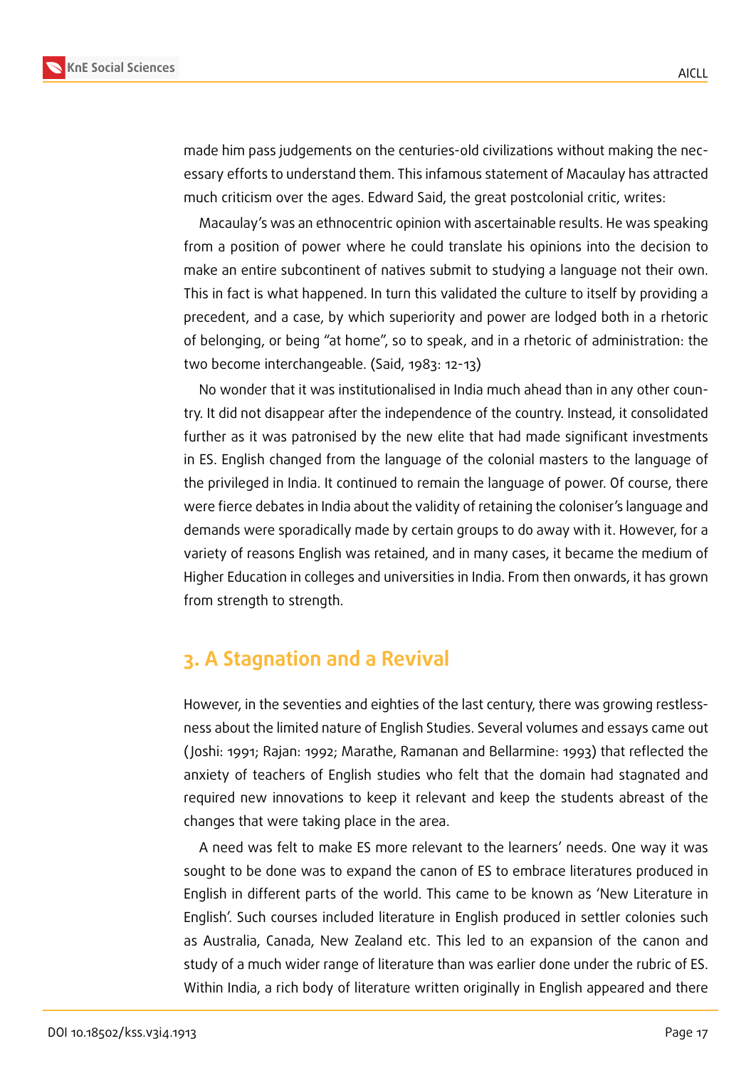made him pass judgements on the centuries-old civilizations without making the necessary efforts to understand them. This infamous statement of Macaulay has attracted much criticism over the ages. Edward Said, the great postcolonial critic, writes:

Macaulay's was an ethnocentric opinion with ascertainable results. He was speaking from a position of power where he could translate his opinions into the decision to make an entire subcontinent of natives submit to studying a language not their own. This in fact is what happened. In turn this validated the culture to itself by providing a precedent, and a case, by which superiority and power are lodged both in a rhetoric of belonging, or being "at home", so to speak, and in a rhetoric of administration: the two become interchangeable. (Said, 1983: 12-13)

No wonder that it was institutionalised in India much ahead than in any other country. It did not disappear after the independence of the country. Instead, it consolidated further as it was patronised by the new elite that had made significant investments in ES. English changed from the language of the colonial masters to the language of the privileged in India. It continued to remain the language of power. Of course, there were fierce debates in India about the validity of retaining the coloniser's language and demands were sporadically made by certain groups to do away with it. However, for a variety of reasons English was retained, and in many cases, it became the medium of Higher Education in colleges and universities in India. From then onwards, it has grown from strength to strength.

## 3. A Stagnation and a Revival

However, in the seventies and eighties of the last century, there was growing restlessness about the limited nature of English Studies. Several volumes and essays came out (Joshi: 1991; Rajan: 1992; Marathe, Ramanan and Bellarmine: 1993) that reflected the anxiety of teachers of English studies who felt that the domain had stagnated and required new innovations to keep it relevant and keep the students abreast of the changes that were taking place in the area.

A need was felt to make ES more relevant to the learners' needs. One way it was sought to be done was to expand the canon of ES to embrace literatures produced in English in different parts of the world. This came to be known as 'New Literature in English'. Such courses included literature in English produced in settler colonies such as Australia, Canada, New Zealand etc. This led to an expansion of the canon and study of a much wider range of literature than was earlier done under the rubric of ES. Within India, a rich body of literature written originally in English appeared and there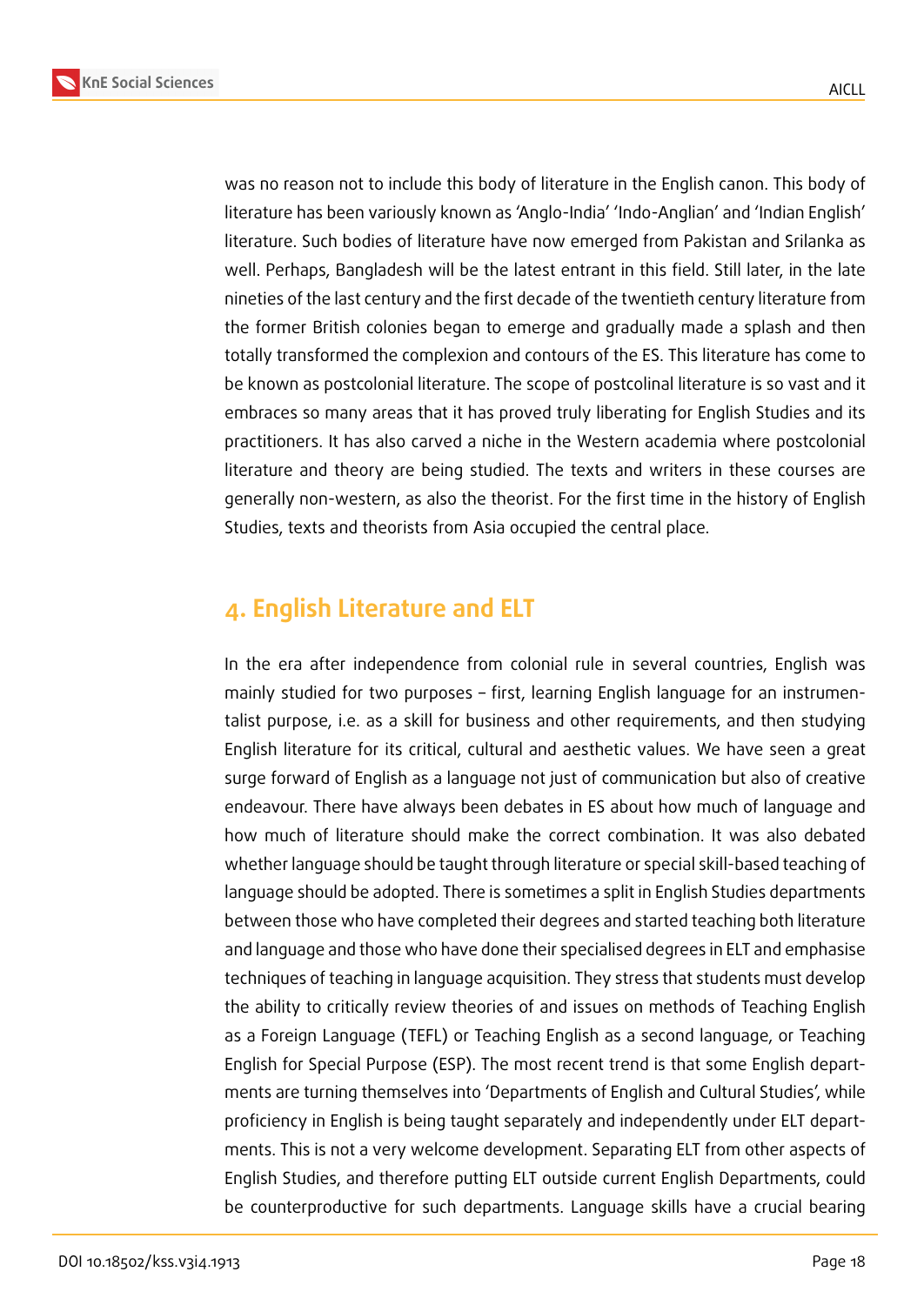was no reason not to include this body of literature in the English canon. This body of literature has been variously known as 'Anglo-India' 'Indo-Anglian' and 'Indian English' literature. Such bodies of literature have now emerged from Pakistan and Srilanka as well. Perhaps, Bangladesh will be the latest entrant in this field. Still later, in the late nineties of the last century and the first decade of the twentieth century literature from the former British colonies began to emerge and gradually made a splash and then totally transformed the complexion and contours of the ES. This literature has come to be known as postcolonial literature. The scope of postcolinal literature is so vast and it embraces so many areas that it has proved truly liberating for English Studies and its practitioners. It has also carved a niche in the Western academia where postcolonial literature and theory are being studied. The texts and writers in these courses are generally non-western, as also the theorist. For the first time in the history of English Studies, texts and theorists from Asia occupied the central place.

## 4. English Literature and ELT

In the era after independence from colonial rule in several countries, English was mainly studied for two purposes – first, learning English language for an instrumentalist purpose, i.e. as a skill for business and other requirements, and then studying English literature for its critical, cultural and aesthetic values. We have seen a great surge forward of English as a language not just of communication but also of creative endeavour. There have always been debates in ES about how much of language and how much of literature should make the correct combination. It was also debated whether language should be taught through literature or special skill-based teaching of language should be adopted. There is sometimes a split in English Studies departments between those who have completed their degrees and started teaching both literature and language and those who have done their specialised degrees in ELT and emphasise techniques of teaching in language acquisition. They stress that students must develop the ability to critically review theories of and issues on methods of Teaching English as a Foreign Language (TEFL) or Teaching English as a second language, or Teaching English for Special Purpose (ESP). The most recent trend is that some English departments are turning themselves into 'Departments of English and Cultural Studies', while proficiency in English is being taught separately and independently under ELT departments. This is not a very welcome development. Separating ELT from other aspects of English Studies, and therefore putting ELT outside current English Departments, could be counterproductive for such departments. Language skills have a crucial bearing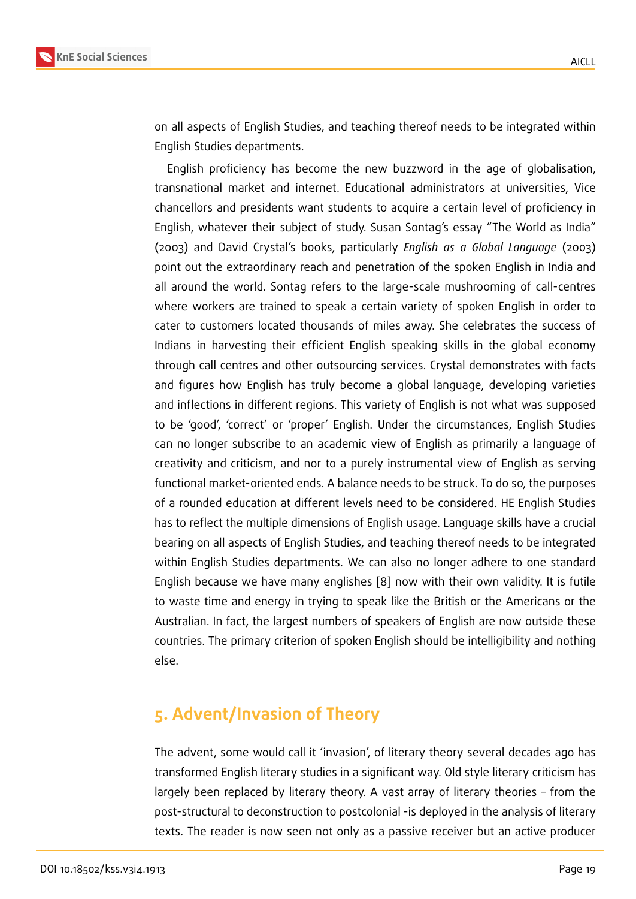on all aspects of English Studies, and teaching thereof needs to be integrated within English Studies departments.

English proficiency has become the new buzzword in the age of globalisation, transnational market and internet. Educational administrators at universities, Vice chancellors and presidents want students to acquire a certain level of proficiency in English, whatever their subject of study. Susan Sontag's essay "The World as India" (2003) and David Crystal's books, particularly *English as a Global Language* (2003) point out the extraordinary reach and penetration of the spoken English in India and all around the world. Sontag refers to the large-scale mushrooming of call-centres where workers are trained to speak a certain variety of spoken English in order to cater to customers located thousands of miles away. She celebrates the success of Indians in harvesting their efficient English speaking skills in the global economy through call centres and other outsourcing services. Crystal demonstrates with facts and figures how English has truly become a global language, developing varieties and inflections in different regions. This variety of English is not what was supposed to be 'good', 'correct' or 'proper' English. Under the circumstances, English Studies can no longer subscribe to an academic view of English as primarily a language of creativity and criticism, and nor to a purely instrumental view of English as serving functional market-oriented ends. A balance needs to be struck. To do so, the purposes of a rounded education at different levels need to be considered. HE English Studies has to reflect the multiple dimensions of English usage. Language skills have a crucial bearing on all aspects of English Studies, and teaching thereof needs to be integrated within English Studies departments. We can also no longer adhere to one standard English because we have many englishes [8] now with their own validity. It is futile to waste time and energy in trying to speak like the British or the Americans or the Australian. In fact, the largest numbers of speakers of English are now outside these countries. The primary criterion of spoken English should be intelligibility and nothing else.

## 5. Advent/Invasion of Theory

The advent, some would call it 'invasion', of literary theory several decades ago has transformed English literary studies in a significant way. Old style literary criticism has largely been replaced by literary theory. A vast array of literary theories – from the post-structural to deconstruction to postcolonial -is deployed in the analysis of literary texts. The reader is now seen not only as a passive receiver but an active producer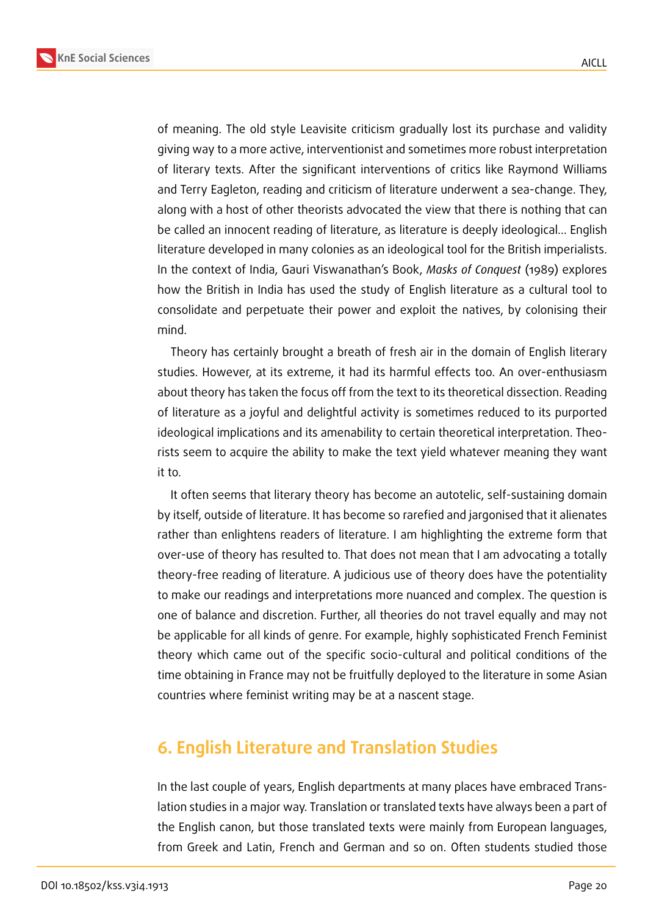of meaning. The old style Leavisite criticism gradually lost its purchase and validity giving way to a more active, interventionist and sometimes more robust interpretation of literary texts. After the significant interventions of critics like Raymond Williams and Terry Eagleton, reading and criticism of literature underwent a sea-change. They, along with a host of other theorists advocated the view that there is nothing that can be called an innocent reading of literature, as literature is deeply ideological… English literature developed in many colonies as an ideological tool for the British imperialists. In the context of India, Gauri Viswanathan's Book, *Masks of Conquest* (1989) explores how the British in India has used the study of English literature as a cultural tool to consolidate and perpetuate their power and exploit the natives, by colonising their mind.

Theory has certainly brought a breath of fresh air in the domain of English literary studies. However, at its extreme, it had its harmful effects too. An over-enthusiasm about theory has taken the focus off from the text to its theoretical dissection. Reading of literature as a joyful and delightful activity is sometimes reduced to its purported ideological implications and its amenability to certain theoretical interpretation. Theorists seem to acquire the ability to make the text yield whatever meaning they want it to.

It often seems that literary theory has become an autotelic, self-sustaining domain by itself, outside of literature. It has become so rarefied and jargonised that it alienates rather than enlightens readers of literature. I am highlighting the extreme form that over-use of theory has resulted to. That does not mean that I am advocating a totally theory-free reading of literature. A judicious use of theory does have the potentiality to make our readings and interpretations more nuanced and complex. The question is one of balance and discretion. Further, all theories do not travel equally and may not be applicable for all kinds of genre. For example, highly sophisticated French Feminist theory which came out of the specific socio-cultural and political conditions of the time obtaining in France may not be fruitfully deployed to the literature in some Asian countries where feminist writing may be at a nascent stage.

## 6. English Literature and Translation Studies

In the last couple of years, English departments at many places have embraced Translation studies in a major way. Translation or translated texts have always been a part of the English canon, but those translated texts were mainly from European languages, from Greek and Latin, French and German and so on. Often students studied those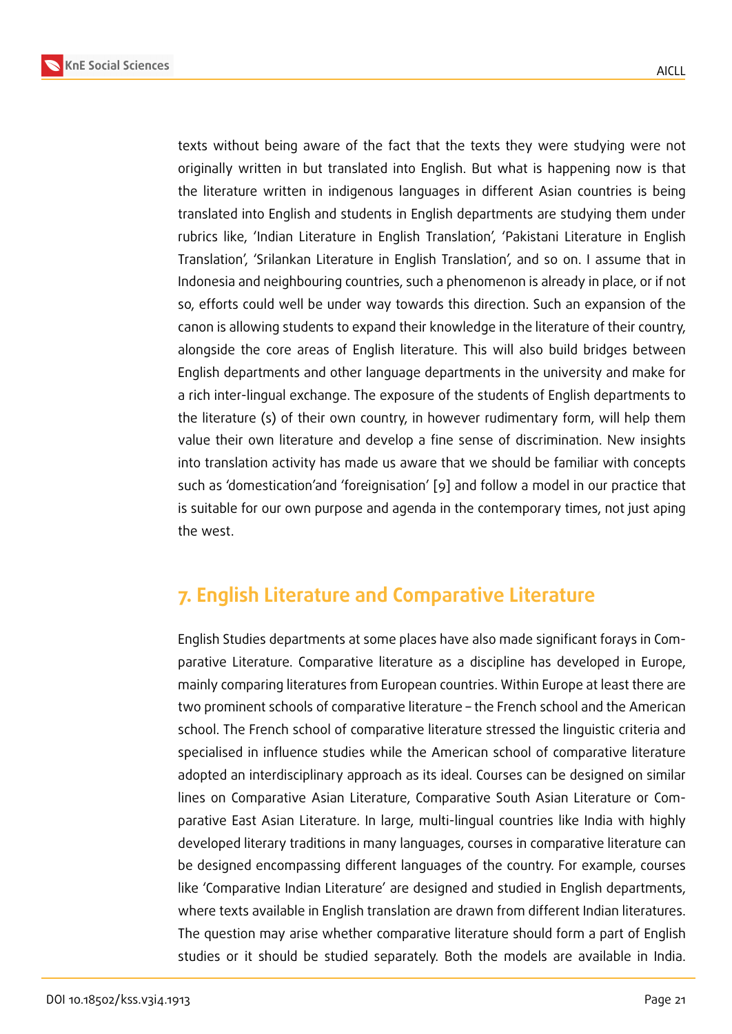texts without being aware of the fact that the texts they were studying were not originally written in but translated into English. But what is happening now is that the literature written in indigenous languages in different Asian countries is being translated into English and students in English departments are studying them under rubrics like, 'Indian Literature in English Translation', 'Pakistani Literature in English Translation', 'Srilankan Literature in English Translation', and so on. I assume that in Indonesia and neighbouring countries, such a phenomenon is already in place, or if not so, efforts could well be under way towards this direction. Such an expansion of the canon is allowing students to expand their knowledge in the literature of their country, alongside the core areas of English literature. This will also build bridges between English departments and other language departments in the university and make for a rich inter-lingual exchange. The exposure of the students of English departments to the literature (s) of their own country, in however rudimentary form, will help them value their own literature and develop a fine sense of discrimination. New insights into translation activity has made us aware that we should be familiar with concepts such as 'domestication'and 'foreignisation' [9] and follow a model in our practice that is suitable for our own purpose and agenda in the contemporary times, not just aping the west.

## 7. English Literature and Comparative Literature

English Studies departments at some places have also made significant forays in Comparative Literature. Comparative literature as a discipline has developed in Europe, mainly comparing literatures from European countries. Within Europe at least there are two prominent schools of comparative literature – the French school and the American school. The French school of comparative literature stressed the linguistic criteria and specialised in influence studies while the American school of comparative literature adopted an interdisciplinary approach as its ideal. Courses can be designed on similar lines on Comparative Asian Literature, Comparative South Asian Literature or Comparative East Asian Literature. In large, multi-lingual countries like India with highly developed literary traditions in many languages, courses in comparative literature can be designed encompassing different languages of the country. For example, courses like 'Comparative Indian Literature' are designed and studied in English departments, where texts available in English translation are drawn from different Indian literatures. The question may arise whether comparative literature should form a part of English studies or it should be studied separately. Both the models are available in India.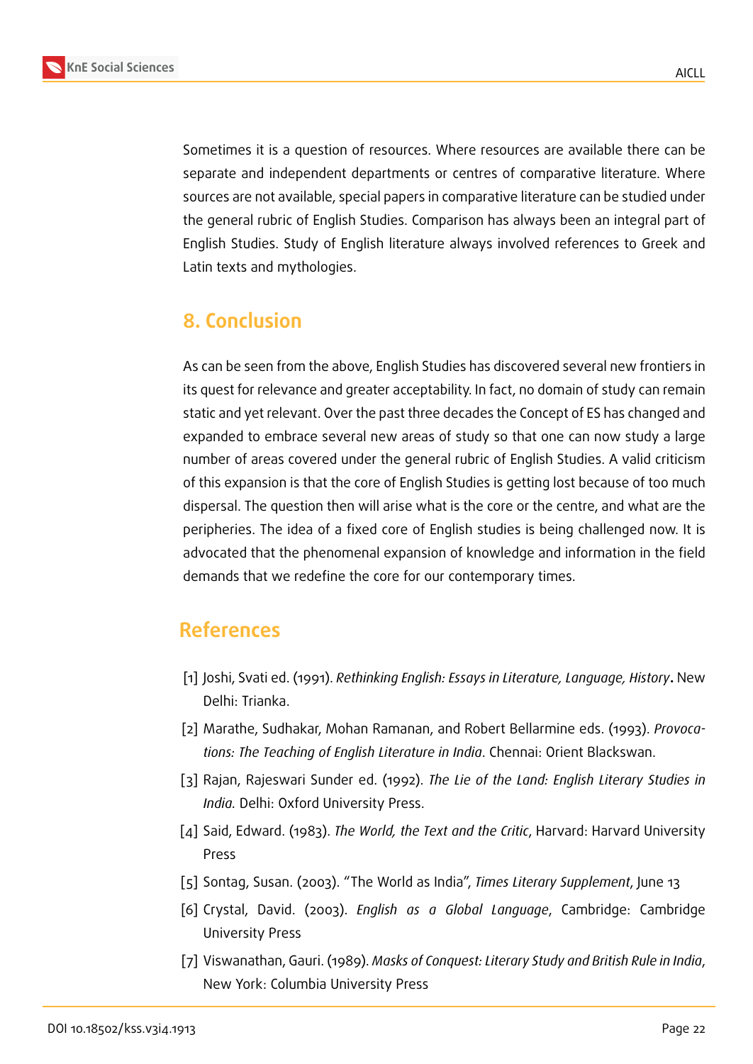Sometimes it is a question of resources. Where resources are available there can be separate and independent departments or centres of comparative literature. Where sources are not available, special papers in comparative literature can be studied under the general rubric of English Studies. Comparison has always been an integral part of English Studies. Study of English literature always involved references to Greek and Latin texts and mythologies.

## 8. Conclusion

As can be seen from the above, English Studies has discovered several new frontiers in its quest for relevance and greater acceptability. In fact, no domain of study can remain static and yet relevant. Over the past three decades the Concept of ES has changed and expanded to embrace several new areas of study so that one can now study a large number of areas covered under the general rubric of English Studies. A valid criticism of this expansion is that the core of English Studies is getting lost because of too much dispersal. The question then will arise what is the core or the centre, and what are the peripheries. The idea of a fixed core of English studies is being challenged now. It is advocated that the phenomenal expansion of knowledge and information in the field demands that we redefine the core for our contemporary times.

## References

[1] Joshi, Svati ed. (1991). *Rethinking English: Essays in Literature, Language, History*. New Delhi: Trianka.

[2] Marathe, Sudhakar, Mohan Ramanan, and Robert Bellarmine eds. (1993). *Provocations: The Teaching of English Literature in India*. Chennai: Orient Blackswan.

[3] Rajan, Rajeswari Sunder ed. (1992). *The Lie of the Land: English Literary Studies in India.* Delhi: Oxford University Press.

[4] Said, Edward. (1983). *The World, the Text and the Critic*, Harvard: Harvard University Press

[5] Sontag, Susan. (2003). "The World as India", *Times Literary Supplement*, June 13

[6] Crystal, David. (2003). *English as a Global Language*, Cambridge: Cambridge University Press

[7] Viswanathan, Gauri. (1989). *Masks of Conquest: Literary Study and British Rule in India*, New York: Columbia University Press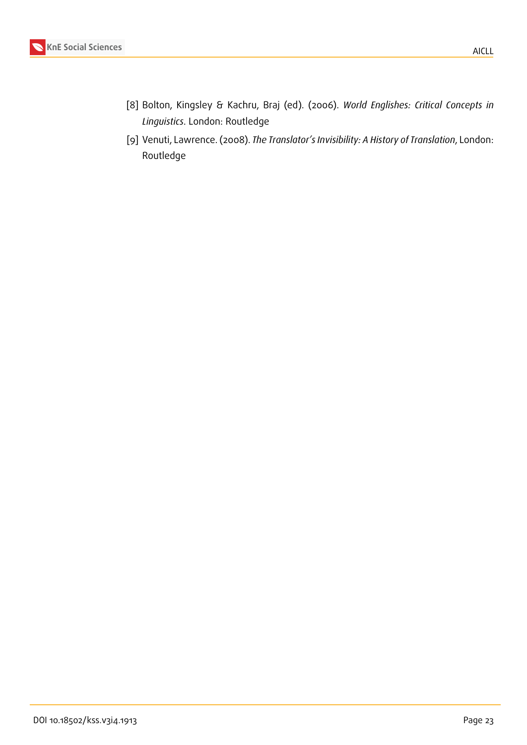[8] Bolton, Kingsley & Kachru, Braj (ed). (2006). *World Englishes: Critical Concepts in Linguistics*. London: Routledge

[9] Venuti, Lawrence. (2008). *The Translator's Invisibility: A History of Translation*, London: Routledge